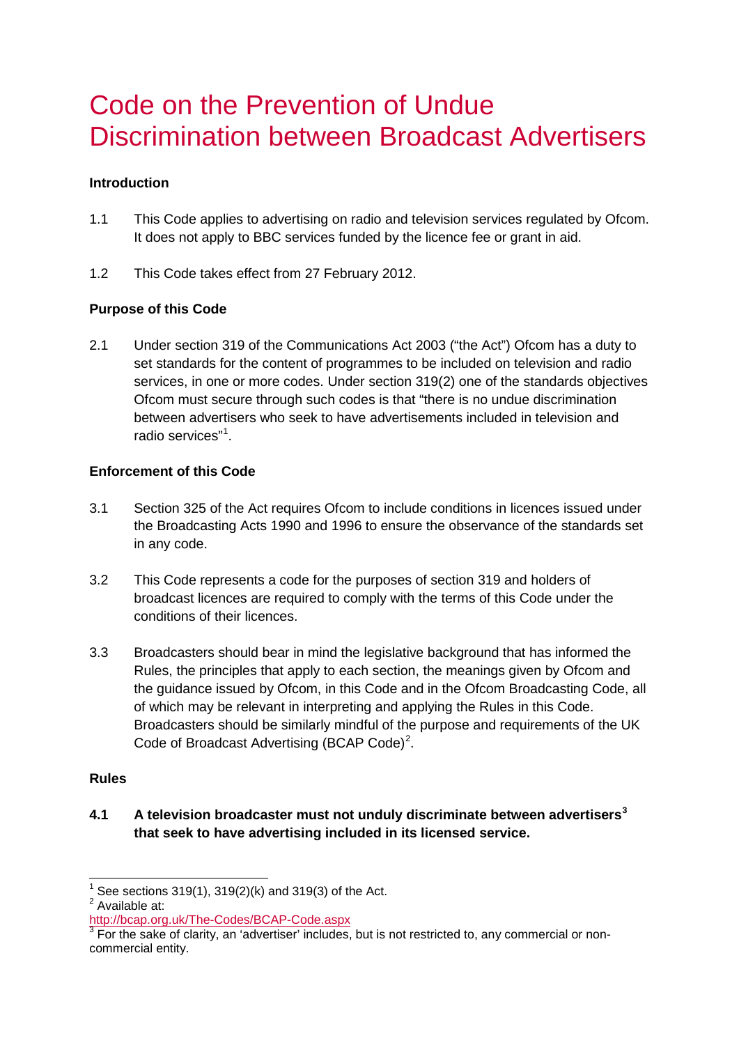# Code on the Prevention of Undue Discrimination between Broadcast Advertisers

## Introduction

1.1 This Code applies to advertising on radio and television services regulated by Ofcom. It does not apply to BBC services funded by the licence fee or grant in aid.

1.2 This Code takes effect from 27 February 2012.

## Purpose of this Code

2.1 Under section 319 of the Communications Act 2003 ("the Act") Ofcom has a duty to set standards for the content of programmes to be included on television and radio services, in one or more codes. Under section 319(2) one of the standards objectives Ofcom must secure through such codes is that "there is no undue discrimination between advertisers who seek to have advertisements included in television and radio services"[1].

## Enforcement of this Code

3.1 Section 325 of the Act requires Ofcom to include conditions in licences issued under the Broadcasting Acts 1990 and 1996 to ensure the observance of the standards set in any code.

3.2 This Code represents a code for the purposes of section 319 and holders of broadcast licences are required to comply with the terms of this Code under the conditions of their licences.

3.3 Broadcasters should bear in mind the legislative background that has informed the Rules, the principles that apply to each section, the meanings given by Ofcom and the guidance issued by Ofcom, in this Code and in the Ofcom Broadcasting Code, all of which may be relevant in interpreting and applying the Rules in this Code. Broadcasters should be similarly mindful of the purpose and requirements of the UK Code of Broadcast Advertising (BCAP Code)[2].

## Rules

**4.1 A television broadcaster must not unduly discriminate between advertisers[3] that seek to have advertising included in its licensed service.**

---

[1] See sections 319(1), 319(2)(k) and 319(3) of the Act.

[2] Available at: http://bcap.org.uk/The-Codes/BCAP-Code.aspx

[3] For the sake of clarity, an 'advertiser' includes, but is not restricted to, any commercial or non-commercial entity.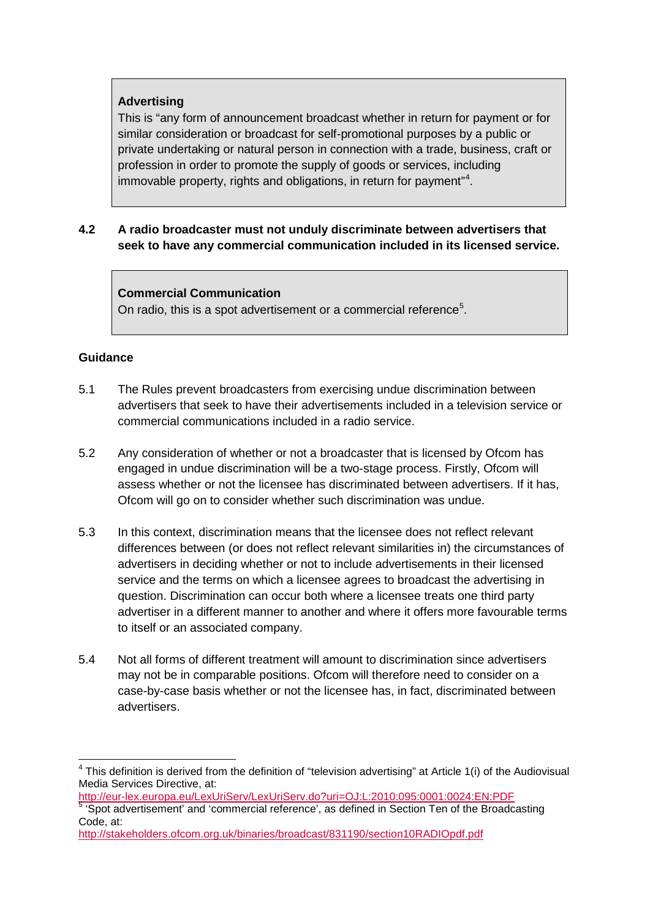> **Advertising**
>
> This is "any form of announcement broadcast whether in return for payment or for similar consideration or broadcast for self-promotional purposes by a public or private undertaking or natural person in connection with a trade, business, craft or profession in order to promote the supply of goods or services, including immovable property, rights and obligations, in return for payment"[4].

**4.2 A radio broadcaster must not unduly discriminate between advertisers that seek to have any commercial communication included in its licensed service.**

> **Commercial Communication**
>
> On radio, this is a spot advertisement or a commercial reference[5].

**Guidance**

5.1 The Rules prevent broadcasters from exercising undue discrimination between advertisers that seek to have their advertisements included in a television service or commercial communications included in a radio service.

5.2 Any consideration of whether or not a broadcaster that is licensed by Ofcom has engaged in undue discrimination will be a two-stage process. Firstly, Ofcom will assess whether or not the licensee has discriminated between advertisers. If it has, Ofcom will go on to consider whether such discrimination was undue.

5.3 In this context, discrimination means that the licensee does not reflect relevant differences between (or does not reflect relevant similarities in) the circumstances of advertisers in deciding whether or not to include advertisements in their licensed service and the terms on which a licensee agrees to broadcast the advertising in question. Discrimination can occur both where a licensee treats one third party advertiser in a different manner to another and where it offers more favourable terms to itself or an associated company.

5.4 Not all forms of different treatment will amount to discrimination since advertisers may not be in comparable positions. Ofcom will therefore need to consider on a case-by-case basis whether or not the licensee has, in fact, discriminated between advertisers.

---

[4] This definition is derived from the definition of "television advertising" at Article 1(i) of the Audiovisual Media Services Directive, at: http://eur-lex.europa.eu/LexUriServ/LexUriServ.do?uri=OJ:L:2010:095:0001:0024:EN:PDF

[5] 'Spot advertisement' and 'commercial reference', as defined in Section Ten of the Broadcasting Code, at: http://stakeholders.ofcom.org.uk/binaries/broadcast/831190/section10RADIOpdf.pdf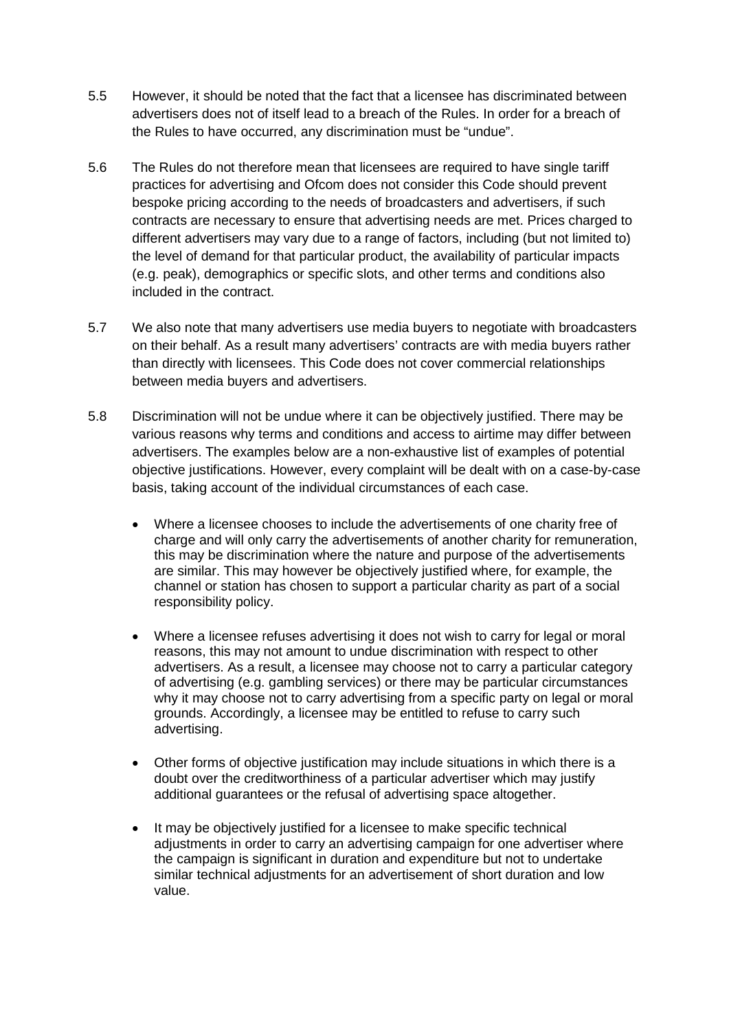5.5 However, it should be noted that the fact that a licensee has discriminated between advertisers does not of itself lead to a breach of the Rules. In order for a breach of the Rules to have occurred, any discrimination must be "undue".

5.6 The Rules do not therefore mean that licensees are required to have single tariff practices for advertising and Ofcom does not consider this Code should prevent bespoke pricing according to the needs of broadcasters and advertisers, if such contracts are necessary to ensure that advertising needs are met. Prices charged to different advertisers may vary due to a range of factors, including (but not limited to) the level of demand for that particular product, the availability of particular impacts (e.g. peak), demographics or specific slots, and other terms and conditions also included in the contract.

5.7 We also note that many advertisers use media buyers to negotiate with broadcasters on their behalf. As a result many advertisers' contracts are with media buyers rather than directly with licensees. This Code does not cover commercial relationships between media buyers and advertisers.

5.8 Discrimination will not be undue where it can be objectively justified. There may be various reasons why terms and conditions and access to airtime may differ between advertisers. The examples below are a non-exhaustive list of examples of potential objective justifications. However, every complaint will be dealt with on a case-by-case basis, taking account of the individual circumstances of each case.

- Where a licensee chooses to include the advertisements of one charity free of charge and will only carry the advertisements of another charity for remuneration, this may be discrimination where the nature and purpose of the advertisements are similar. This may however be objectively justified where, for example, the channel or station has chosen to support a particular charity as part of a social responsibility policy.

- Where a licensee refuses advertising it does not wish to carry for legal or moral reasons, this may not amount to undue discrimination with respect to other advertisers. As a result, a licensee may choose not to carry a particular category of advertising (e.g. gambling services) or there may be particular circumstances why it may choose not to carry advertising from a specific party on legal or moral grounds. Accordingly, a licensee may be entitled to refuse to carry such advertising.

- Other forms of objective justification may include situations in which there is a doubt over the creditworthiness of a particular advertiser which may justify additional guarantees or the refusal of advertising space altogether.

- It may be objectively justified for a licensee to make specific technical adjustments in order to carry an advertising campaign for one advertiser where the campaign is significant in duration and expenditure but not to undertake similar technical adjustments for an advertisement of short duration and low value.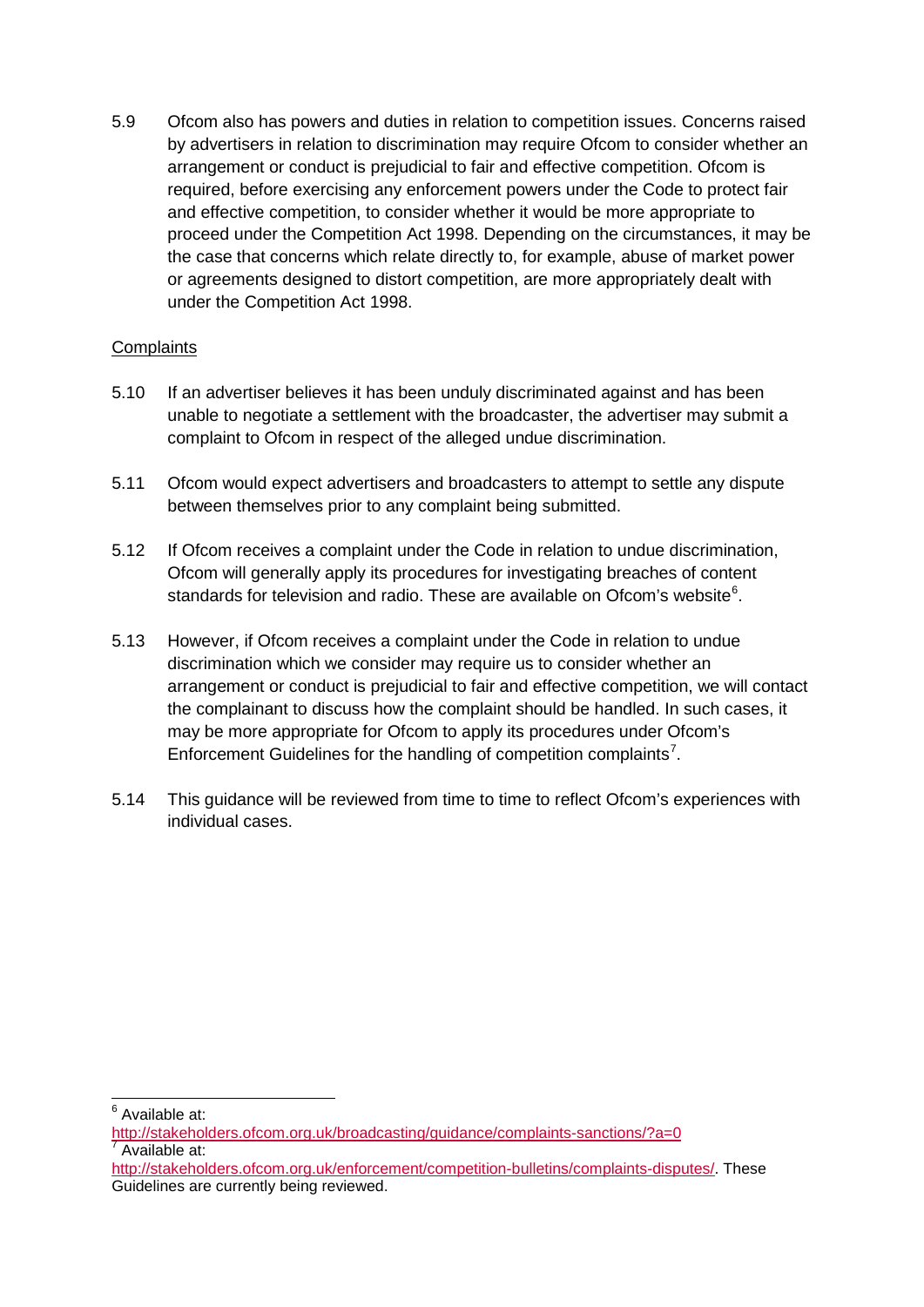5.9 Ofcom also has powers and duties in relation to competition issues. Concerns raised by advertisers in relation to discrimination may require Ofcom to consider whether an arrangement or conduct is prejudicial to fair and effective competition. Ofcom is required, before exercising any enforcement powers under the Code to protect fair and effective competition, to consider whether it would be more appropriate to proceed under the Competition Act 1998. Depending on the circumstances, it may be the case that concerns which relate directly to, for example, abuse of market power or agreements designed to distort competition, are more appropriately dealt with under the Competition Act 1998.

Complaints

5.10 If an advertiser believes it has been unduly discriminated against and has been unable to negotiate a settlement with the broadcaster, the advertiser may submit a complaint to Ofcom in respect of the alleged undue discrimination.

5.11 Ofcom would expect advertisers and broadcasters to attempt to settle any dispute between themselves prior to any complaint being submitted.

5.12 If Ofcom receives a complaint under the Code in relation to undue discrimination, Ofcom will generally apply its procedures for investigating breaches of content standards for television and radio. These are available on Ofcom's website[6].

5.13 However, if Ofcom receives a complaint under the Code in relation to undue discrimination which we consider may require us to consider whether an arrangement or conduct is prejudicial to fair and effective competition, we will contact the complainant to discuss how the complaint should be handled. In such cases, it may be more appropriate for Ofcom to apply its procedures under Ofcom's Enforcement Guidelines for the handling of competition complaints[7].

5.14 This guidance will be reviewed from time to time to reflect Ofcom's experiences with individual cases.

---

[6] Available at: http://stakeholders.ofcom.org.uk/broadcasting/guidance/complaints-sanctions/?a=0

[7] Available at: http://stakeholders.ofcom.org.uk/enforcement/competition-bulletins/complaints-disputes/. These Guidelines are currently being reviewed.